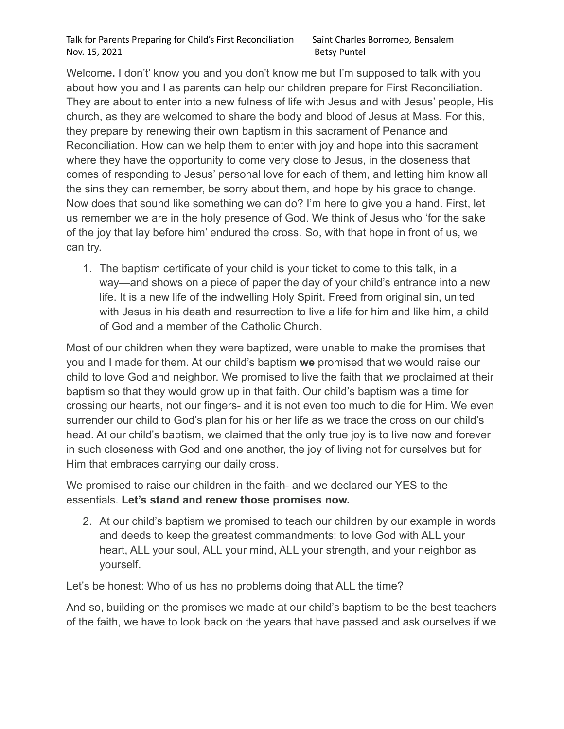Talk for Parents Preparing for Child's First Reconciliation　　Saint Charles Borromeo, Bensalem
Nov. 15, 2021　　Betsy Puntel

Welcome**.** I don't' know you and you don't know me but I'm supposed to talk with you about how you and I as parents can help our children prepare for First Reconciliation. They are about to enter into a new fulness of life with Jesus and with Jesus' people, His church, as they are welcomed to share the body and blood of Jesus at Mass. For this, they prepare by renewing their own baptism in this sacrament of Penance and Reconciliation. How can we help them to enter with joy and hope into this sacrament where they have the opportunity to come very close to Jesus, in the closeness that comes of responding to Jesus' personal love for each of them, and letting him know all the sins they can remember, be sorry about them, and hope by his grace to change. Now does that sound like something we can do? I'm here to give you a hand. First, let us remember we are in the holy presence of God. We think of Jesus who 'for the sake of the joy that lay before him' endured the cross. So, with that hope in front of us, we can try.

1. The baptism certificate of your child is your ticket to come to this talk, in a way—and shows on a piece of paper the day of your child's entrance into a new life. It is a new life of the indwelling Holy Spirit. Freed from original sin, united with Jesus in his death and resurrection to live a life for him and like him, a child of God and a member of the Catholic Church.

Most of our children when they were baptized, were unable to make the promises that you and I made for them. At our child's baptism **we** promised that we would raise our child to love God and neighbor. We promised to live the faith that *we* proclaimed at their baptism so that they would grow up in that faith. Our child's baptism was a time for crossing our hearts, not our fingers- and it is not even too much to die for Him. We even surrender our child to God's plan for his or her life as we trace the cross on our child's head. At our child's baptism, we claimed that the only true joy is to live now and forever in such closeness with God and one another, the joy of living not for ourselves but for Him that embraces carrying our daily cross.

We promised to raise our children in the faith- and we declared our YES to the essentials. **Let's stand and renew those promises now.**

2. At our child's baptism we promised to teach our children by our example in words and deeds to keep the greatest commandments: to love God with ALL your heart, ALL your soul, ALL your mind, ALL your strength, and your neighbor as yourself.

Let's be honest: Who of us has no problems doing that ALL the time?

And so, building on the promises we made at our child's baptism to be the best teachers of the faith, we have to look back on the years that have passed and ask ourselves if we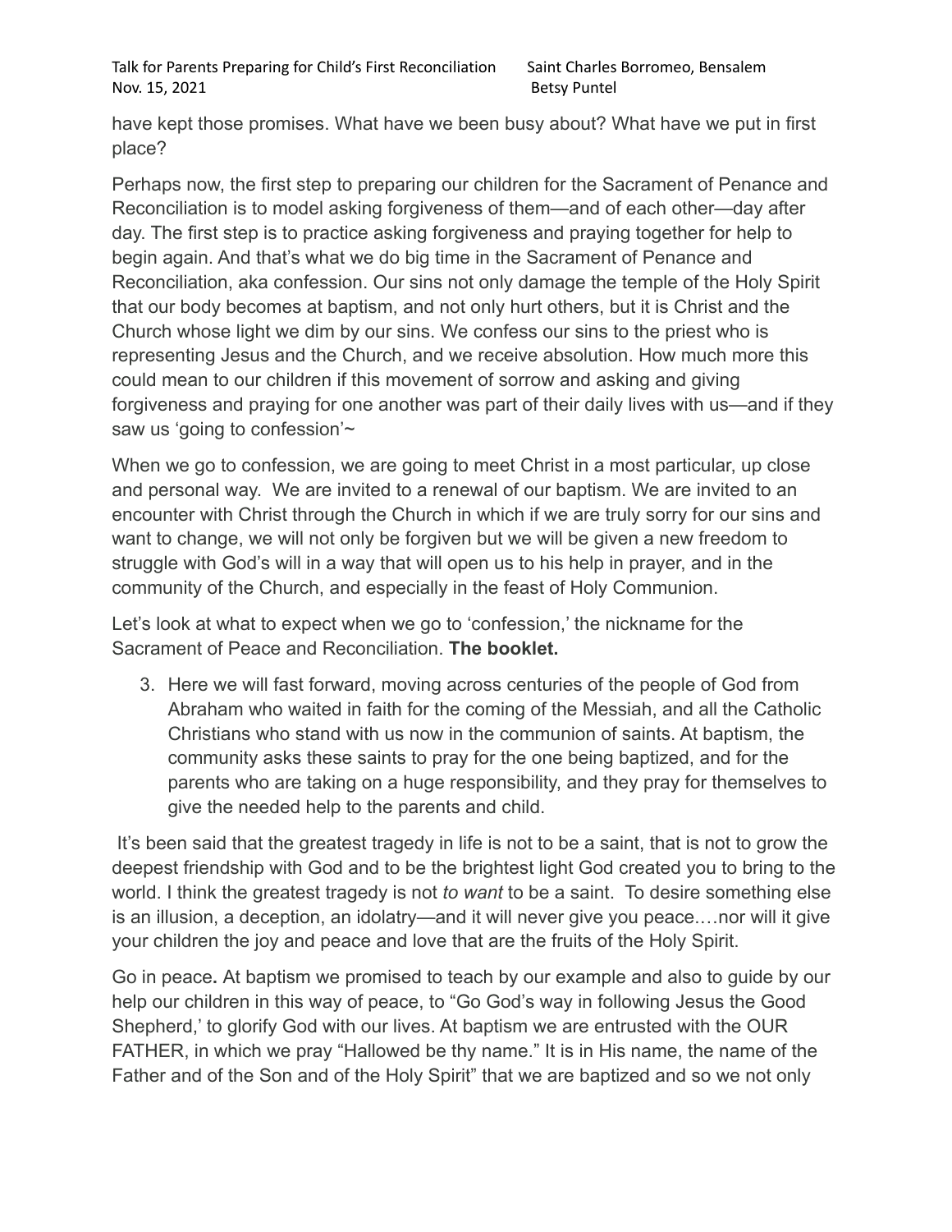have kept those promises. What have we been busy about? What have we put in first place?

Perhaps now, the first step to preparing our children for the Sacrament of Penance and Reconciliation is to model asking forgiveness of them—and of each other—day after day. The first step is to practice asking forgiveness and praying together for help to begin again. And that's what we do big time in the Sacrament of Penance and Reconciliation, aka confession. Our sins not only damage the temple of the Holy Spirit that our body becomes at baptism, and not only hurt others, but it is Christ and the Church whose light we dim by our sins. We confess our sins to the priest who is representing Jesus and the Church, and we receive absolution. How much more this could mean to our children if this movement of sorrow and asking and giving forgiveness and praying for one another was part of their daily lives with us—and if they saw us 'going to confession'~

When we go to confession, we are going to meet Christ in a most particular, up close and personal way. We are invited to a renewal of our baptism. We are invited to an encounter with Christ through the Church in which if we are truly sorry for our sins and want to change, we will not only be forgiven but we will be given a new freedom to struggle with God's will in a way that will open us to his help in prayer, and in the community of the Church, and especially in the feast of Holy Communion.

Let's look at what to expect when we go to 'confession,' the nickname for the Sacrament of Peace and Reconciliation. **The booklet.**

3. Here we will fast forward, moving across centuries of the people of God from Abraham who waited in faith for the coming of the Messiah, and all the Catholic Christians who stand with us now in the communion of saints. At baptism, the community asks these saints to pray for the one being baptized, and for the parents who are taking on a huge responsibility, and they pray for themselves to give the needed help to the parents and child.

It's been said that the greatest tragedy in life is not to be a saint, that is not to grow the deepest friendship with God and to be the brightest light God created you to bring to the world. I think the greatest tragedy is not *to want* to be a saint. To desire something else is an illusion, a deception, an idolatry—and it will never give you peace.…nor will it give your children the joy and peace and love that are the fruits of the Holy Spirit.

Go in peace**.** At baptism we promised to teach by our example and also to guide by our help our children in this way of peace, to "Go God's way in following Jesus the Good Shepherd,' to glorify God with our lives. At baptism we are entrusted with the OUR FATHER, in which we pray "Hallowed be thy name." It is in His name, the name of the Father and of the Son and of the Holy Spirit" that we are baptized and so we not only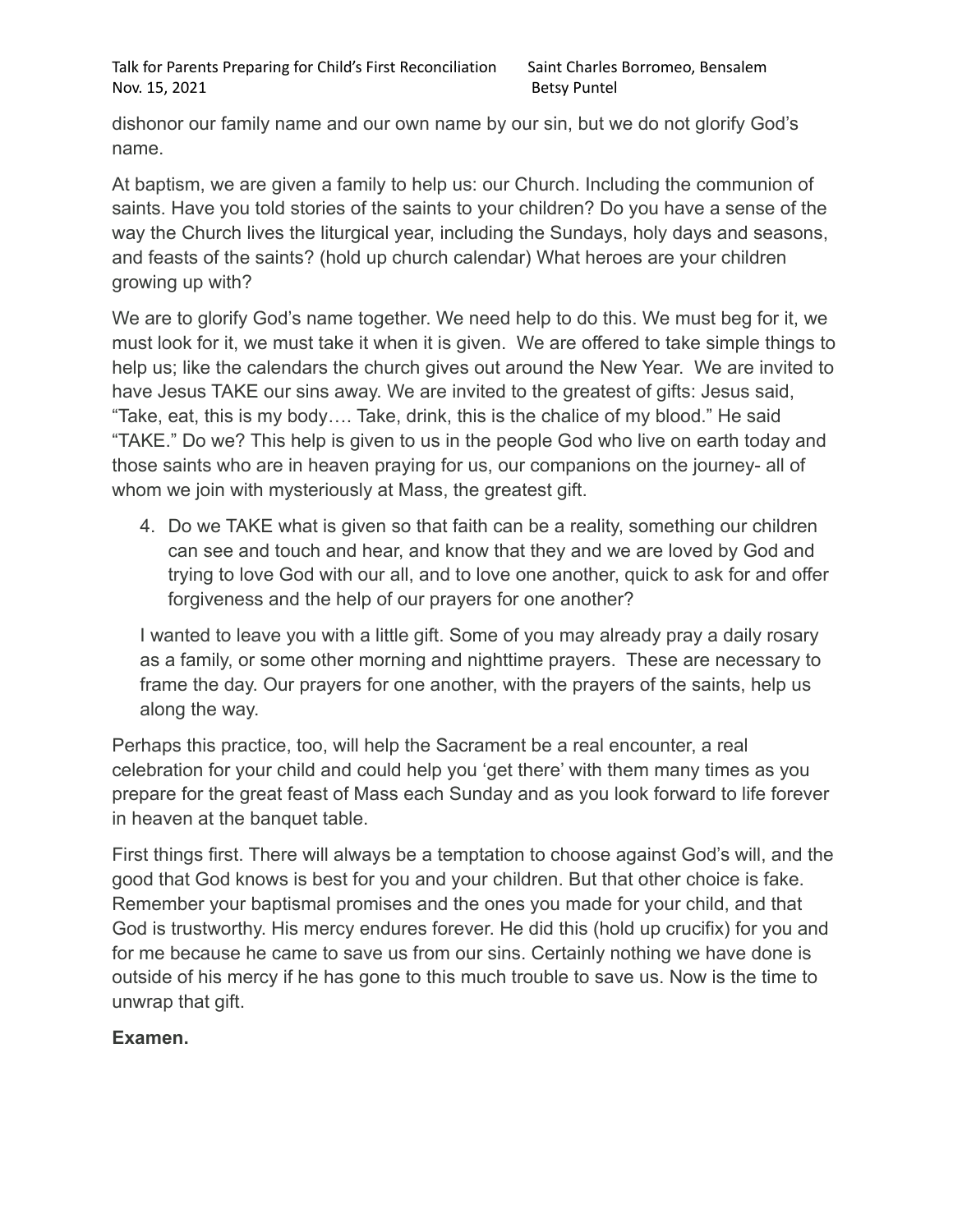dishonor our family name and our own name by our sin, but we do not glorify God's name.

At baptism, we are given a family to help us: our Church. Including the communion of saints. Have you told stories of the saints to your children? Do you have a sense of the way the Church lives the liturgical year, including the Sundays, holy days and seasons, and feasts of the saints? (hold up church calendar) What heroes are your children growing up with?

We are to glorify God's name together. We need help to do this. We must beg for it, we must look for it, we must take it when it is given. We are offered to take simple things to help us; like the calendars the church gives out around the New Year. We are invited to have Jesus TAKE our sins away. We are invited to the greatest of gifts: Jesus said, "Take, eat, this is my body…. Take, drink, this is the chalice of my blood." He said "TAKE." Do we? This help is given to us in the people God who live on earth today and those saints who are in heaven praying for us, our companions on the journey- all of whom we join with mysteriously at Mass, the greatest gift.

4. Do we TAKE what is given so that faith can be a reality, something our children can see and touch and hear, and know that they and we are loved by God and trying to love God with our all, and to love one another, quick to ask for and offer forgiveness and the help of our prayers for one another?

   I wanted to leave you with a little gift. Some of you may already pray a daily rosary as a family, or some other morning and nighttime prayers. These are necessary to frame the day. Our prayers for one another, with the prayers of the saints, help us along the way.

Perhaps this practice, too, will help the Sacrament be a real encounter, a real celebration for your child and could help you 'get there' with them many times as you prepare for the great feast of Mass each Sunday and as you look forward to life forever in heaven at the banquet table.

First things first. There will always be a temptation to choose against God's will, and the good that God knows is best for you and your children. But that other choice is fake. Remember your baptismal promises and the ones you made for your child, and that God is trustworthy. His mercy endures forever. He did this (hold up crucifix) for you and for me because he came to save us from our sins. Certainly nothing we have done is outside of his mercy if he has gone to this much trouble to save us. Now is the time to unwrap that gift.

**Examen.**